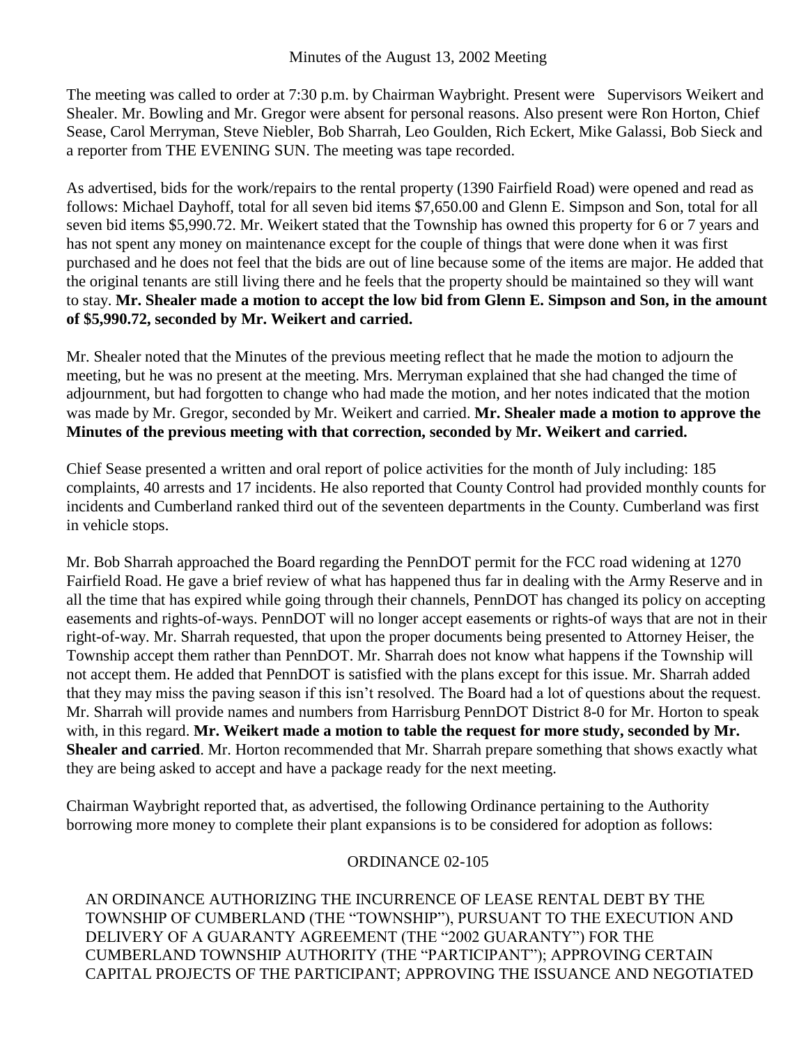Minutes of the August 13, 2002 Meeting

The meeting was called to order at 7:30 p.m. by Chairman Waybright. Present were Supervisors Weikert and Shealer. Mr. Bowling and Mr. Gregor were absent for personal reasons. Also present were Ron Horton, Chief Sease, Carol Merryman, Steve Niebler, Bob Sharrah, Leo Goulden, Rich Eckert, Mike Galassi, Bob Sieck and a reporter from THE EVENING SUN. The meeting was tape recorded.

As advertised, bids for the work/repairs to the rental property (1390 Fairfield Road) were opened and read as follows: Michael Dayhoff, total for all seven bid items $7,650.00 and Glenn E. Simpson and Son, total for all seven bid items $5,990.72. Mr. Weikert stated that the Township has owned this property for 6 or 7 years and has not spent any money on maintenance except for the couple of things that were done when it was first purchased and he does not feel that the bids are out of line because some of the items are major. He added that the original tenants are still living there and he feels that the property should be maintained so they will want to stay. **Mr. Shealer made a motion to accept the low bid from Glenn E. Simpson and Son, in the amount of $5,990.72, seconded by Mr. Weikert and carried.**

Mr. Shealer noted that the Minutes of the previous meeting reflect that he made the motion to adjourn the meeting, but he was no present at the meeting. Mrs. Merryman explained that she had changed the time of adjournment, but had forgotten to change who had made the motion, and her notes indicated that the motion was made by Mr. Gregor, seconded by Mr. Weikert and carried. **Mr. Shealer made a motion to approve the Minutes of the previous meeting with that correction, seconded by Mr. Weikert and carried.**

Chief Sease presented a written and oral report of police activities for the month of July including: 185 complaints, 40 arrests and 17 incidents. He also reported that County Control had provided monthly counts for incidents and Cumberland ranked third out of the seventeen departments in the County. Cumberland was first in vehicle stops.

Mr. Bob Sharrah approached the Board regarding the PennDOT permit for the FCC road widening at 1270 Fairfield Road. He gave a brief review of what has happened thus far in dealing with the Army Reserve and in all the time that has expired while going through their channels, PennDOT has changed its policy on accepting easements and rights-of-ways. PennDOT will no longer accept easements or rights-of ways that are not in their right-of-way. Mr. Sharrah requested, that upon the proper documents being presented to Attorney Heiser, the Township accept them rather than PennDOT. Mr. Sharrah does not know what happens if the Township will not accept them. He added that PennDOT is satisfied with the plans except for this issue. Mr. Sharrah added that they may miss the paving season if this isn't resolved. The Board had a lot of questions about the request. Mr. Sharrah will provide names and numbers from Harrisburg PennDOT District 8-0 for Mr. Horton to speak with, in this regard. **Mr. Weikert made a motion to table the request for more study, seconded by Mr. Shealer and carried**. Mr. Horton recommended that Mr. Sharrah prepare something that shows exactly what they are being asked to accept and have a package ready for the next meeting.

Chairman Waybright reported that, as advertised, the following Ordinance pertaining to the Authority borrowing more money to complete their plant expansions is to be considered for adoption as follows:

ORDINANCE 02-105

AN ORDINANCE AUTHORIZING THE INCURRENCE OF LEASE RENTAL DEBT BY THE TOWNSHIP OF CUMBERLAND (THE "TOWNSHIP"), PURSUANT TO THE EXECUTION AND DELIVERY OF A GUARANTY AGREEMENT (THE "2002 GUARANTY") FOR THE CUMBERLAND TOWNSHIP AUTHORITY (THE "PARTICIPANT"); APPROVING CERTAIN CAPITAL PROJECTS OF THE PARTICIPANT; APPROVING THE ISSUANCE AND NEGOTIATED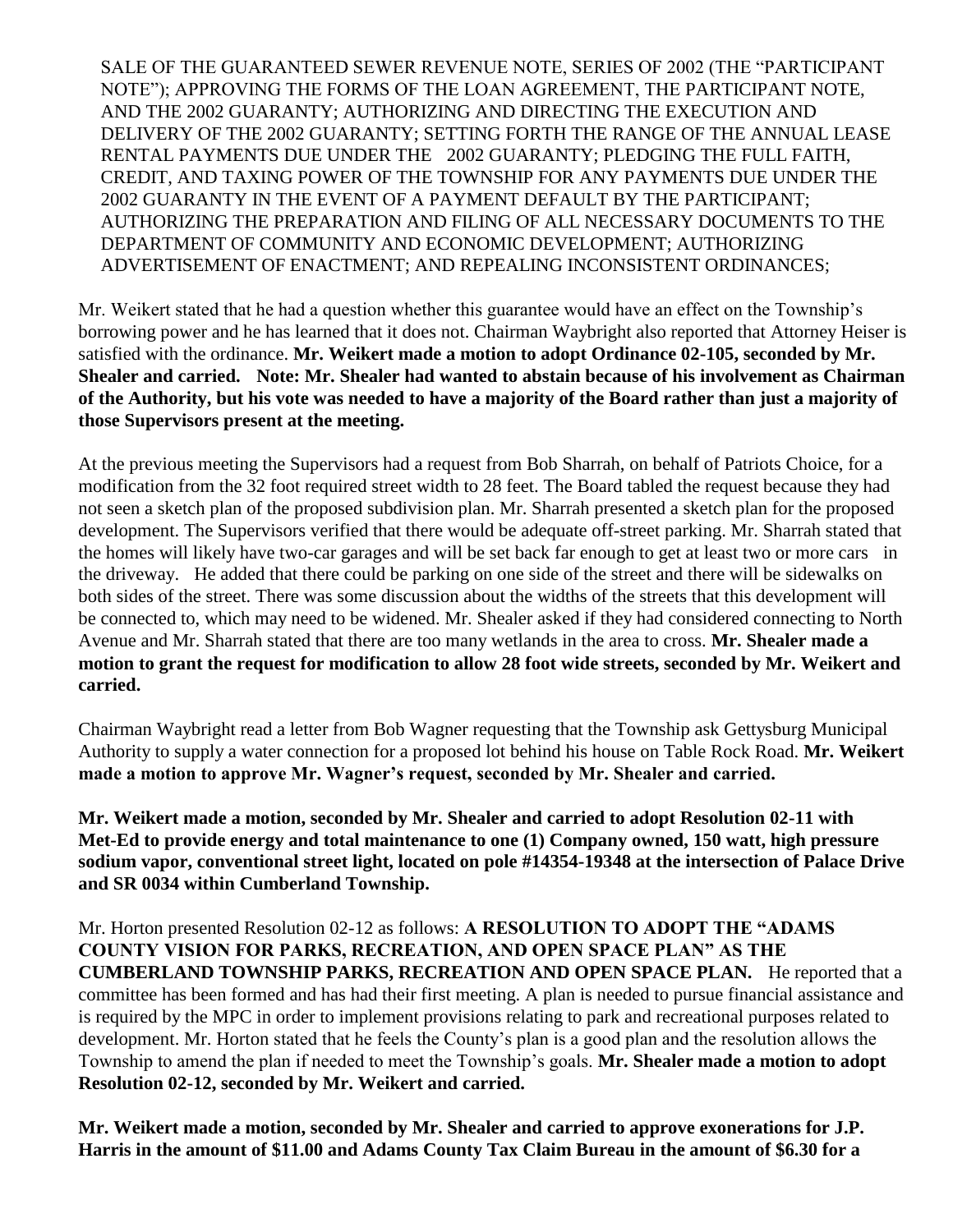SALE OF THE GUARANTEED SEWER REVENUE NOTE, SERIES OF 2002 (THE "PARTICIPANT NOTE"); APPROVING THE FORMS OF THE LOAN AGREEMENT, THE PARTICIPANT NOTE, AND THE 2002 GUARANTY; AUTHORIZING AND DIRECTING THE EXECUTION AND DELIVERY OF THE 2002 GUARANTY; SETTING FORTH THE RANGE OF THE ANNUAL LEASE RENTAL PAYMENTS DUE UNDER THE 2002 GUARANTY; PLEDGING THE FULL FAITH, CREDIT, AND TAXING POWER OF THE TOWNSHIP FOR ANY PAYMENTS DUE UNDER THE 2002 GUARANTY IN THE EVENT OF A PAYMENT DEFAULT BY THE PARTICIPANT; AUTHORIZING THE PREPARATION AND FILING OF ALL NECESSARY DOCUMENTS TO THE DEPARTMENT OF COMMUNITY AND ECONOMIC DEVELOPMENT; AUTHORIZING ADVERTISEMENT OF ENACTMENT; AND REPEALING INCONSISTENT ORDINANCES;

Mr. Weikert stated that he had a question whether this guarantee would have an effect on the Township's borrowing power and he has learned that it does not. Chairman Waybright also reported that Attorney Heiser is satisfied with the ordinance. **Mr. Weikert made a motion to adopt Ordinance 02-105, seconded by Mr. Shealer and carried. Note: Mr. Shealer had wanted to abstain because of his involvement as Chairman of the Authority, but his vote was needed to have a majority of the Board rather than just a majority of those Supervisors present at the meeting.**

At the previous meeting the Supervisors had a request from Bob Sharrah, on behalf of Patriots Choice, for a modification from the 32 foot required street width to 28 feet. The Board tabled the request because they had not seen a sketch plan of the proposed subdivision plan. Mr. Sharrah presented a sketch plan for the proposed development. The Supervisors verified that there would be adequate off-street parking. Mr. Sharrah stated that the homes will likely have two-car garages and will be set back far enough to get at least two or more cars in the driveway. He added that there could be parking on one side of the street and there will be sidewalks on both sides of the street. There was some discussion about the widths of the streets that this development will be connected to, which may need to be widened. Mr. Shealer asked if they had considered connecting to North Avenue and Mr. Sharrah stated that there are too many wetlands in the area to cross. **Mr. Shealer made a motion to grant the request for modification to allow 28 foot wide streets, seconded by Mr. Weikert and carried.**

Chairman Waybright read a letter from Bob Wagner requesting that the Township ask Gettysburg Municipal Authority to supply a water connection for a proposed lot behind his house on Table Rock Road. **Mr. Weikert made a motion to approve Mr. Wagner's request, seconded by Mr. Shealer and carried.**

**Mr. Weikert made a motion, seconded by Mr. Shealer and carried to adopt Resolution 02-11 with Met-Ed to provide energy and total maintenance to one (1) Company owned, 150 watt, high pressure sodium vapor, conventional street light, located on pole #14354-19348 at the intersection of Palace Drive and SR 0034 within Cumberland Township.**

Mr. Horton presented Resolution 02-12 as follows: **A RESOLUTION TO ADOPT THE "ADAMS COUNTY VISION FOR PARKS, RECREATION, AND OPEN SPACE PLAN" AS THE CUMBERLAND TOWNSHIP PARKS, RECREATION AND OPEN SPACE PLAN.** He reported that a committee has been formed and has had their first meeting. A plan is needed to pursue financial assistance and is required by the MPC in order to implement provisions relating to park and recreational purposes related to development. Mr. Horton stated that he feels the County's plan is a good plan and the resolution allows the Township to amend the plan if needed to meet the Township's goals. **Mr. Shealer made a motion to adopt Resolution 02-12, seconded by Mr. Weikert and carried.**

**Mr. Weikert made a motion, seconded by Mr. Shealer and carried to approve exonerations for J.P. Harris in the amount of $11.00 and Adams County Tax Claim Bureau in the amount of $6.30 for a**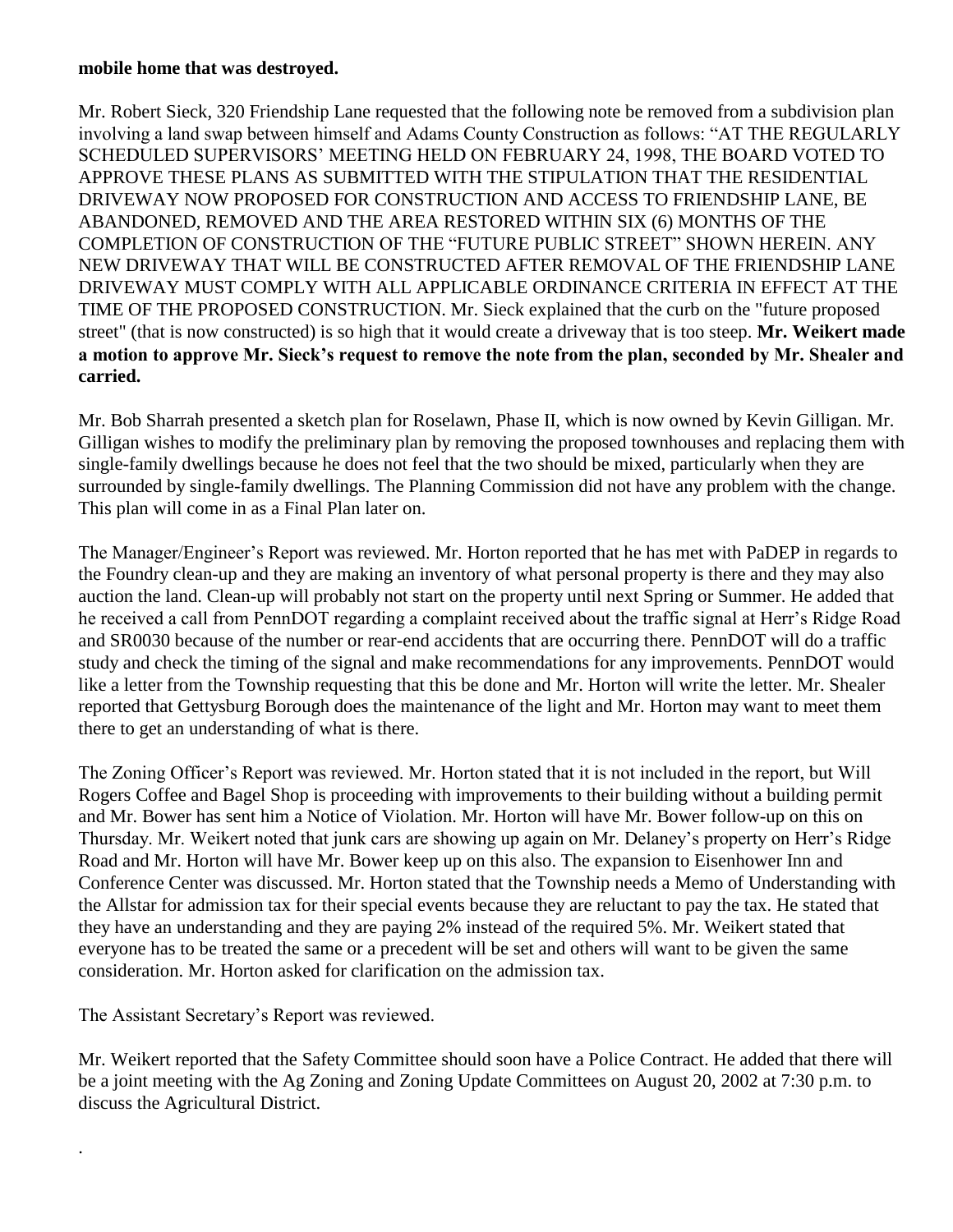**mobile home that was destroyed.**

Mr. Robert Sieck, 320 Friendship Lane requested that the following note be removed from a subdivision plan involving a land swap between himself and Adams County Construction as follows: "AT THE REGULARLY SCHEDULED SUPERVISORS' MEETING HELD ON FEBRUARY 24, 1998, THE BOARD VOTED TO APPROVE THESE PLANS AS SUBMITTED WITH THE STIPULATION THAT THE RESIDENTIAL DRIVEWAY NOW PROPOSED FOR CONSTRUCTION AND ACCESS TO FRIENDSHIP LANE, BE ABANDONED, REMOVED AND THE AREA RESTORED WITHIN SIX (6) MONTHS OF THE COMPLETION OF CONSTRUCTION OF THE "FUTURE PUBLIC STREET" SHOWN HEREIN. ANY NEW DRIVEWAY THAT WILL BE CONSTRUCTED AFTER REMOVAL OF THE FRIENDSHIP LANE DRIVEWAY MUST COMPLY WITH ALL APPLICABLE ORDINANCE CRITERIA IN EFFECT AT THE TIME OF THE PROPOSED CONSTRUCTION. Mr. Sieck explained that the curb on the "future proposed street" (that is now constructed) is so high that it would create a driveway that is too steep. **Mr. Weikert made a motion to approve Mr. Sieck's request to remove the note from the plan, seconded by Mr. Shealer and carried.**

Mr. Bob Sharrah presented a sketch plan for Roselawn, Phase II, which is now owned by Kevin Gilligan. Mr. Gilligan wishes to modify the preliminary plan by removing the proposed townhouses and replacing them with single-family dwellings because he does not feel that the two should be mixed, particularly when they are surrounded by single-family dwellings. The Planning Commission did not have any problem with the change. This plan will come in as a Final Plan later on.

The Manager/Engineer's Report was reviewed. Mr. Horton reported that he has met with PaDEP in regards to the Foundry clean-up and they are making an inventory of what personal property is there and they may also auction the land. Clean-up will probably not start on the property until next Spring or Summer. He added that he received a call from PennDOT regarding a complaint received about the traffic signal at Herr's Ridge Road and SR0030 because of the number or rear-end accidents that are occurring there. PennDOT will do a traffic study and check the timing of the signal and make recommendations for any improvements. PennDOT would like a letter from the Township requesting that this be done and Mr. Horton will write the letter. Mr. Shealer reported that Gettysburg Borough does the maintenance of the light and Mr. Horton may want to meet them there to get an understanding of what is there.

The Zoning Officer's Report was reviewed. Mr. Horton stated that it is not included in the report, but Will Rogers Coffee and Bagel Shop is proceeding with improvements to their building without a building permit and Mr. Bower has sent him a Notice of Violation. Mr. Horton will have Mr. Bower follow-up on this on Thursday. Mr. Weikert noted that junk cars are showing up again on Mr. Delaney's property on Herr's Ridge Road and Mr. Horton will have Mr. Bower keep up on this also. The expansion to Eisenhower Inn and Conference Center was discussed. Mr. Horton stated that the Township needs a Memo of Understanding with the Allstar for admission tax for their special events because they are reluctant to pay the tax. He stated that they have an understanding and they are paying 2% instead of the required 5%. Mr. Weikert stated that everyone has to be treated the same or a precedent will be set and others will want to be given the same consideration. Mr. Horton asked for clarification on the admission tax.

The Assistant Secretary's Report was reviewed.

Mr. Weikert reported that the Safety Committee should soon have a Police Contract. He added that there will be a joint meeting with the Ag Zoning and Zoning Update Committees on August 20, 2002 at 7:30 p.m. to discuss the Agricultural District.

.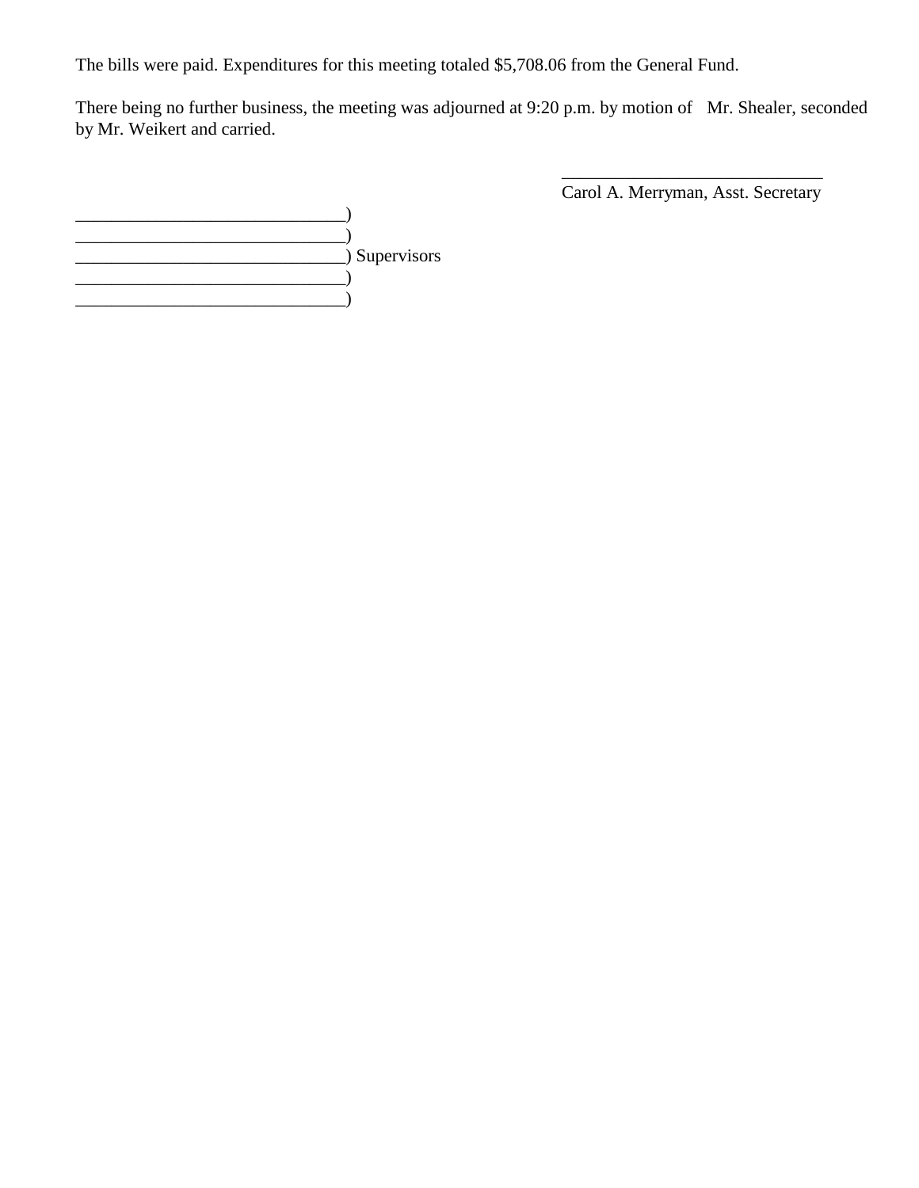The bills were paid. Expenditures for this meeting totaled $5,708.06 from the General Fund.

There being no further business, the meeting was adjourned at 9:20 p.m. by motion of Mr. Shealer, seconded by Mr. Weikert and carried.

_____________________________
Carol A. Merryman, Asst. Secretary

______________________________)
______________________________)
______________________________) Supervisors
______________________________)
______________________________)